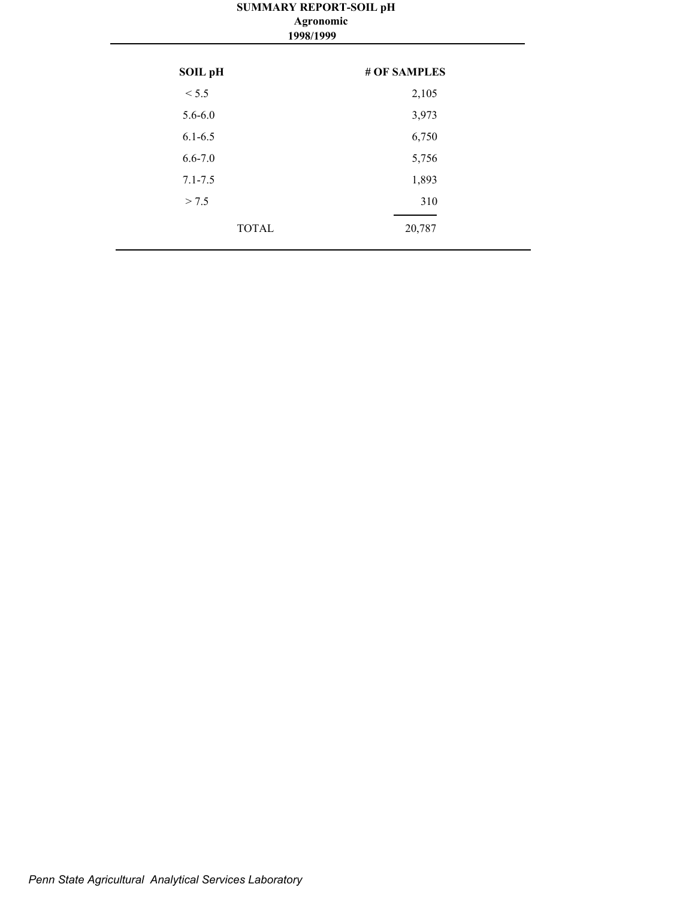# SUMMARY REPORT-SOIL pH

## Agronomic

## 1998/1999

| SOIL pH | # OF SAMPLES |
| --- | --- |
| < 5.5 | 2,105 |
| 5.6-6.0 | 3,973 |
| 6.1-6.5 | 6,750 |
| 6.6-7.0 | 5,756 |
| 7.1-7.5 | 1,893 |
| > 7.5 | 310 |
| TOTAL | 20,787 |

*Penn State Agricultural Analytical Services Laboratory*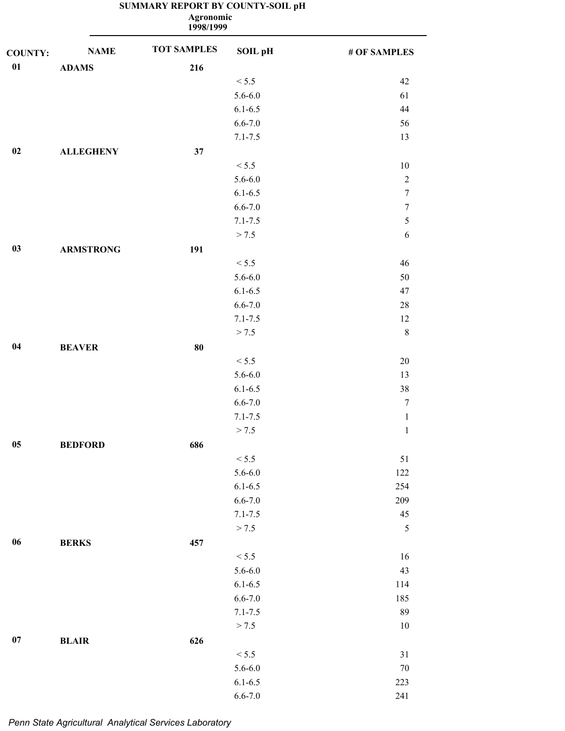## SUMMARY REPORT BY COUNTY-SOIL pH

**Agronomic**

**1998/1999**

| COUNTY: | NAME | TOT SAMPLES | SOIL pH | # OF SAMPLES |
|---|---|---|---|---|
| **01** | **ADAMS** | **216** | | |
| | | | < 5.5 | 42 |
| | | | 5.6-6.0 | 61 |
| | | | 6.1-6.5 | 44 |
| | | | 6.6-7.0 | 56 |
| | | | 7.1-7.5 | 13 |
| **02** | **ALLEGHENY** | **37** | | |
| | | | < 5.5 | 10 |
| | | | 5.6-6.0 | 2 |
| | | | 6.1-6.5 | 7 |
| | | | 6.6-7.0 | 7 |
| | | | 7.1-7.5 | 5 |
| | | | > 7.5 | 6 |
| **03** | **ARMSTRONG** | **191** | | |
| | | | < 5.5 | 46 |
| | | | 5.6-6.0 | 50 |
| | | | 6.1-6.5 | 47 |
| | | | 6.6-7.0 | 28 |
| | | | 7.1-7.5 | 12 |
| | | | > 7.5 | 8 |
| **04** | **BEAVER** | **80** | | |
| | | | < 5.5 | 20 |
| | | | 5.6-6.0 | 13 |
| | | | 6.1-6.5 | 38 |
| | | | 6.6-7.0 | 7 |
| | | | 7.1-7.5 | 1 |
| | | | > 7.5 | 1 |
| **05** | **BEDFORD** | **686** | | |
| | | | < 5.5 | 51 |
| | | | 5.6-6.0 | 122 |
| | | | 6.1-6.5 | 254 |
| | | | 6.6-7.0 | 209 |
| | | | 7.1-7.5 | 45 |
| | | | > 7.5 | 5 |
| **06** | **BERKS** | **457** | | |
| | | | < 5.5 | 16 |
| | | | 5.6-6.0 | 43 |
| | | | 6.1-6.5 | 114 |
| | | | 6.6-7.0 | 185 |
| | | | 7.1-7.5 | 89 |
| | | | > 7.5 | 10 |
| **07** | **BLAIR** | **626** | | |
| | | | < 5.5 | 31 |
| | | | 5.6-6.0 | 70 |
| | | | 6.1-6.5 | 223 |
| | | | 6.6-7.0 | 241 |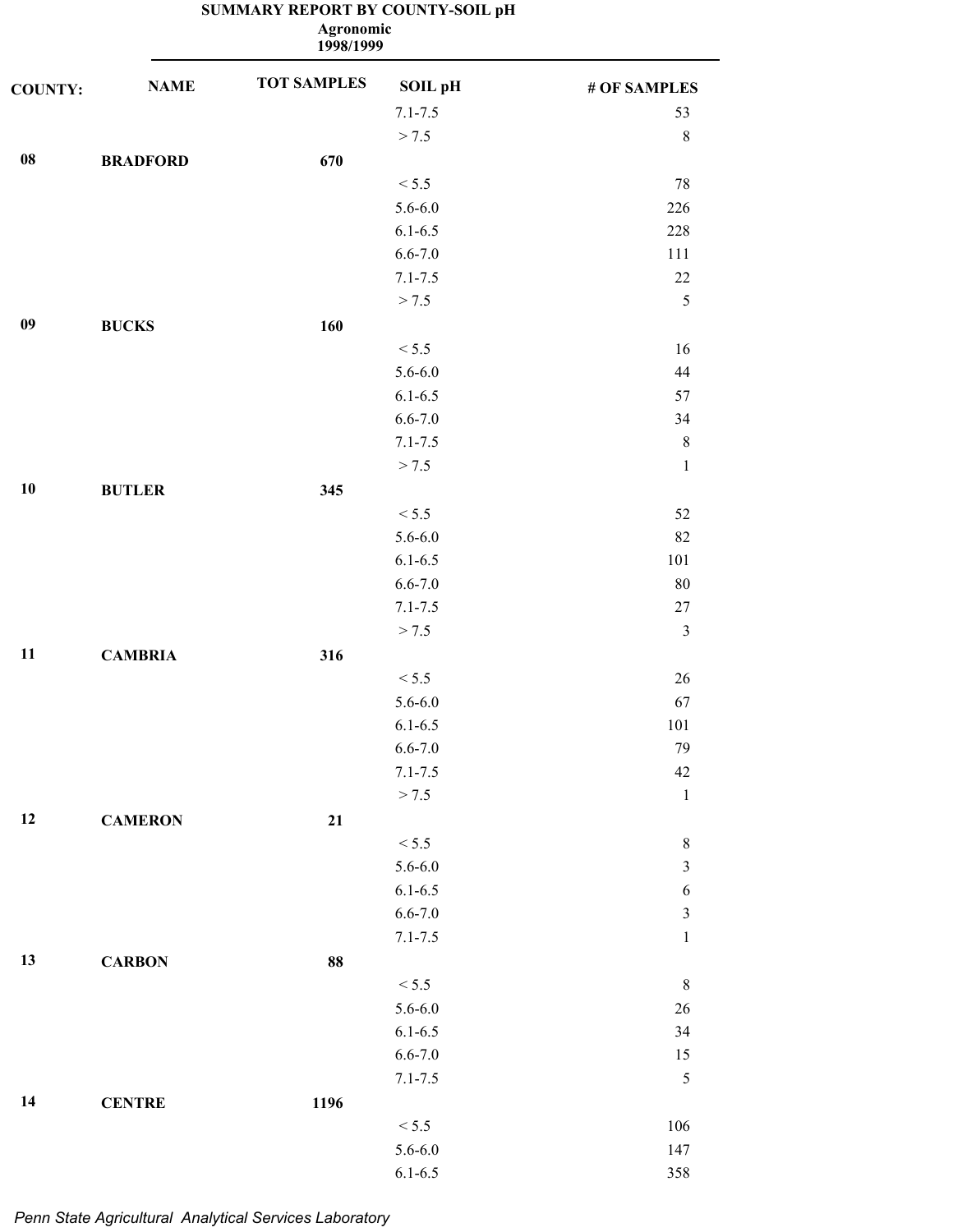# SUMMARY REPORT BY COUNTY-SOIL pH

**Agronomic**
**1998/1999**

| COUNTY: | NAME | TOT SAMPLES | SOIL pH | # OF SAMPLES |
|---|---|---|---|---|
| | | | 7.1-7.5 | 53 |
| | | | > 7.5 | 8 |
| **08** | **BRADFORD** | **670** | | |
| | | | < 5.5 | 78 |
| | | | 5.6-6.0 | 226 |
| | | | 6.1-6.5 | 228 |
| | | | 6.6-7.0 | 111 |
| | | | 7.1-7.5 | 22 |
| | | | > 7.5 | 5 |
| **09** | **BUCKS** | **160** | | |
| | | | < 5.5 | 16 |
| | | | 5.6-6.0 | 44 |
| | | | 6.1-6.5 | 57 |
| | | | 6.6-7.0 | 34 |
| | | | 7.1-7.5 | 8 |
| | | | > 7.5 | 1 |
| **10** | **BUTLER** | **345** | | |
| | | | < 5.5 | 52 |
| | | | 5.6-6.0 | 82 |
| | | | 6.1-6.5 | 101 |
| | | | 6.6-7.0 | 80 |
| | | | 7.1-7.5 | 27 |
| | | | > 7.5 | 3 |
| **11** | **CAMBRIA** | **316** | | |
| | | | < 5.5 | 26 |
| | | | 5.6-6.0 | 67 |
| | | | 6.1-6.5 | 101 |
| | | | 6.6-7.0 | 79 |
| | | | 7.1-7.5 | 42 |
| | | | > 7.5 | 1 |
| **12** | **CAMERON** | **21** | | |
| | | | < 5.5 | 8 |
| | | | 5.6-6.0 | 3 |
| | | | 6.1-6.5 | 6 |
| | | | 6.6-7.0 | 3 |
| | | | 7.1-7.5 | 1 |
| **13** | **CARBON** | **88** | | |
| | | | < 5.5 | 8 |
| | | | 5.6-6.0 | 26 |
| | | | 6.1-6.5 | 34 |
| | | | 6.6-7.0 | 15 |
| | | | 7.1-7.5 | 5 |
| **14** | **CENTRE** | **1196** | | |
| | | | < 5.5 | 106 |
| | | | 5.6-6.0 | 147 |
| | | | 6.1-6.5 | 358 |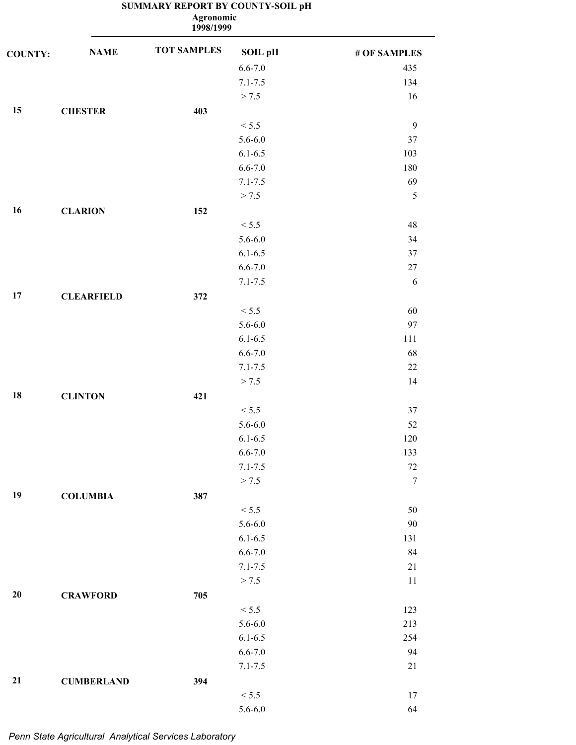# SUMMARY REPORT BY COUNTY-SOIL pH

**Agronomic**
**1998/1999**

| COUNTY: | NAME | TOT SAMPLES | SOIL pH | # OF SAMPLES |
|---|---|---|---|---|
| | | | 6.6-7.0 | 435 |
| | | | 7.1-7.5 | 134 |
| | | | > 7.5 | 16 |
| **15** | **CHESTER** | **403** | | |
| | | | < 5.5 | 9 |
| | | | 5.6-6.0 | 37 |
| | | | 6.1-6.5 | 103 |
| | | | 6.6-7.0 | 180 |
| | | | 7.1-7.5 | 69 |
| | | | > 7.5 | 5 |
| **16** | **CLARION** | **152** | | |
| | | | < 5.5 | 48 |
| | | | 5.6-6.0 | 34 |
| | | | 6.1-6.5 | 37 |
| | | | 6.6-7.0 | 27 |
| | | | 7.1-7.5 | 6 |
| **17** | **CLEARFIELD** | **372** | | |
| | | | < 5.5 | 60 |
| | | | 5.6-6.0 | 97 |
| | | | 6.1-6.5 | 111 |
| | | | 6.6-7.0 | 68 |
| | | | 7.1-7.5 | 22 |
| | | | > 7.5 | 14 |
| **18** | **CLINTON** | **421** | | |
| | | | < 5.5 | 37 |
| | | | 5.6-6.0 | 52 |
| | | | 6.1-6.5 | 120 |
| | | | 6.6-7.0 | 133 |
| | | | 7.1-7.5 | 72 |
| | | | > 7.5 | 7 |
| **19** | **COLUMBIA** | **387** | | |
| | | | < 5.5 | 50 |
| | | | 5.6-6.0 | 90 |
| | | | 6.1-6.5 | 131 |
| | | | 6.6-7.0 | 84 |
| | | | 7.1-7.5 | 21 |
| | | | > 7.5 | 11 |
| **20** | **CRAWFORD** | **705** | | |
| | | | < 5.5 | 123 |
| | | | 5.6-6.0 | 213 |
| | | | 6.1-6.5 | 254 |
| | | | 6.6-7.0 | 94 |
| | | | 7.1-7.5 | 21 |
| **21** | **CUMBERLAND** | **394** | | |
| | | | < 5.5 | 17 |
| | | | 5.6-6.0 | 64 |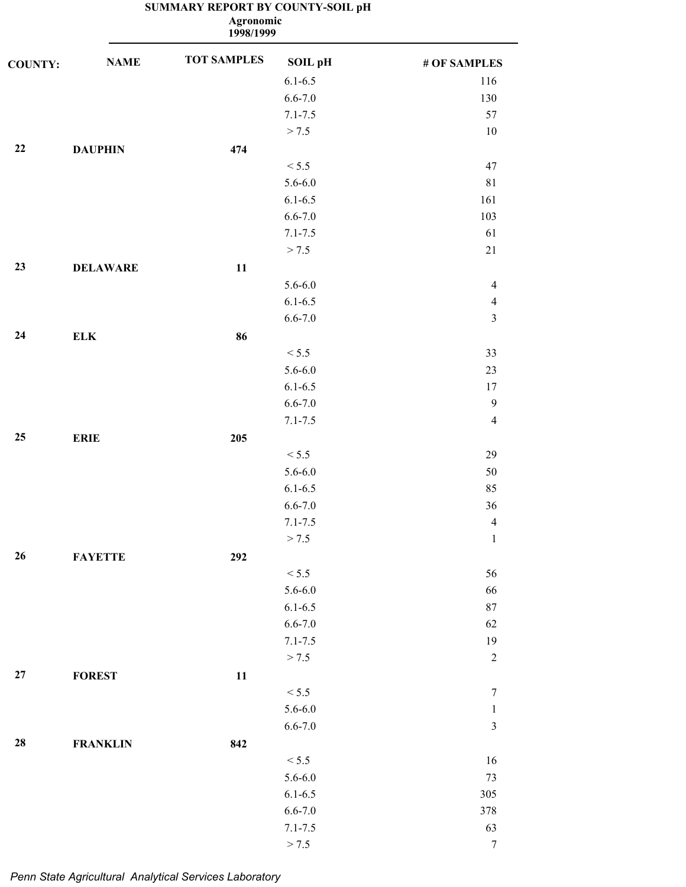**SUMMARY REPORT BY COUNTY-SOIL pH**
**Agronomic**
**1998/1999**

| COUNTY: | NAME | TOT SAMPLES | SOIL pH | # OF SAMPLES |
|---|---|---|---|---|
| | | | 6.1-6.5 | 116 |
| | | | 6.6-7.0 | 130 |
| | | | 7.1-7.5 | 57 |
| | | | > 7.5 | 10 |
| **22** | **DAUPHIN** | **474** | | |
| | | | < 5.5 | 47 |
| | | | 5.6-6.0 | 81 |
| | | | 6.1-6.5 | 161 |
| | | | 6.6-7.0 | 103 |
| | | | 7.1-7.5 | 61 |
| | | | > 7.5 | 21 |
| **23** | **DELAWARE** | **11** | | |
| | | | 5.6-6.0 | 4 |
| | | | 6.1-6.5 | 4 |
| | | | 6.6-7.0 | 3 |
| **24** | **ELK** | **86** | | |
| | | | < 5.5 | 33 |
| | | | 5.6-6.0 | 23 |
| | | | 6.1-6.5 | 17 |
| | | | 6.6-7.0 | 9 |
| | | | 7.1-7.5 | 4 |
| **25** | **ERIE** | **205** | | |
| | | | < 5.5 | 29 |
| | | | 5.6-6.0 | 50 |
| | | | 6.1-6.5 | 85 |
| | | | 6.6-7.0 | 36 |
| | | | 7.1-7.5 | 4 |
| | | | > 7.5 | 1 |
| **26** | **FAYETTE** | **292** | | |
| | | | < 5.5 | 56 |
| | | | 5.6-6.0 | 66 |
| | | | 6.1-6.5 | 87 |
| | | | 6.6-7.0 | 62 |
| | | | 7.1-7.5 | 19 |
| | | | > 7.5 | 2 |
| **27** | **FOREST** | **11** | | |
| | | | < 5.5 | 7 |
| | | | 5.6-6.0 | 1 |
| | | | 6.6-7.0 | 3 |
| **28** | **FRANKLIN** | **842** | | |
| | | | < 5.5 | 16 |
| | | | 5.6-6.0 | 73 |
| | | | 6.1-6.5 | 305 |
| | | | 6.6-7.0 | 378 |
| | | | 7.1-7.5 | 63 |
| | | | > 7.5 | 7 |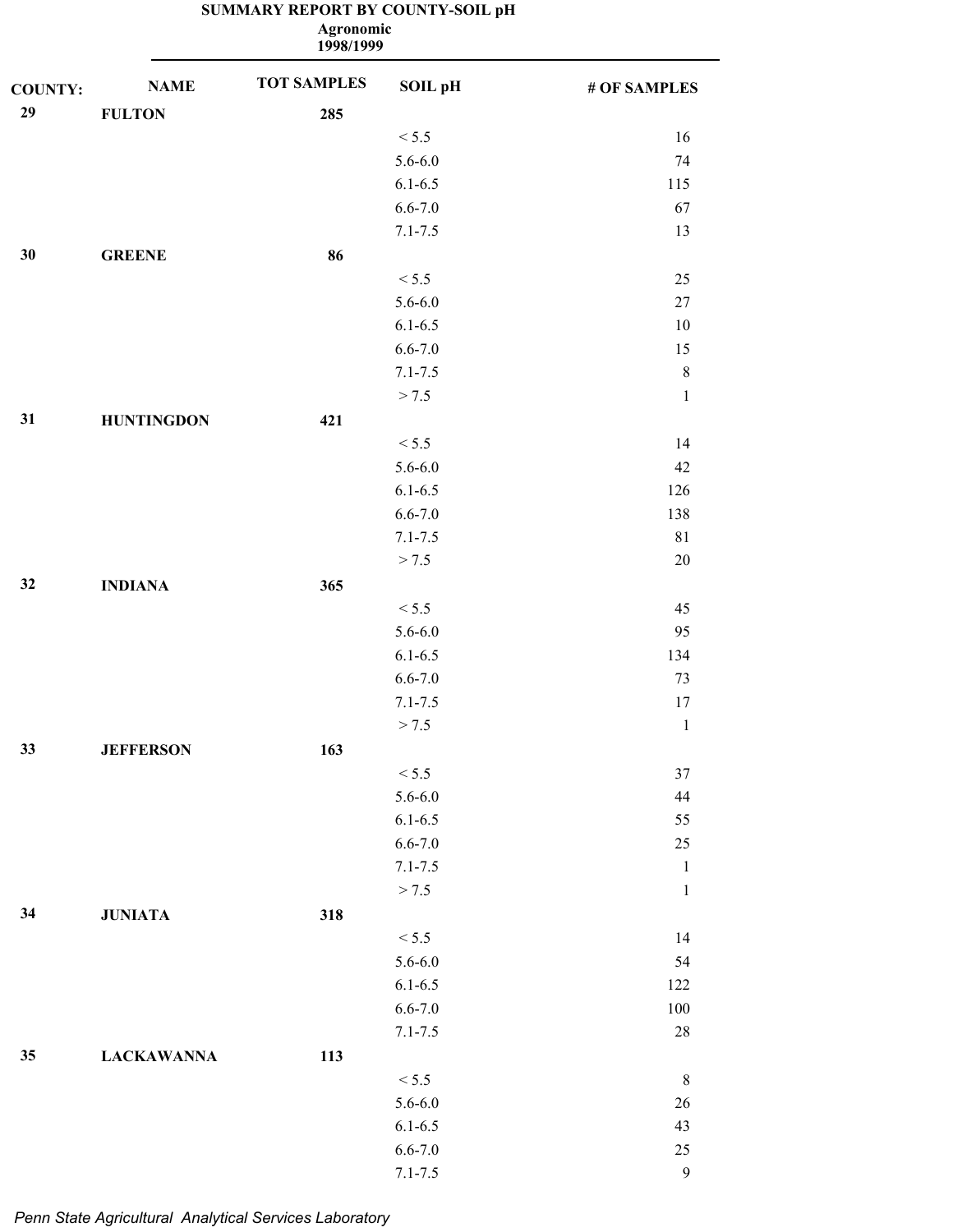# SUMMARY REPORT BY COUNTY-SOIL pH

**Agronomic**

**1998/1999**

| COUNTY: | NAME | TOT SAMPLES | SOIL pH | # OF SAMPLES |
|---|---|---|---|---|
| 29 | FULTON | 285 | | |
| | | | < 5.5 | 16 |
| | | | 5.6-6.0 | 74 |
| | | | 6.1-6.5 | 115 |
| | | | 6.6-7.0 | 67 |
| | | | 7.1-7.5 | 13 |
| 30 | GREENE | 86 | | |
| | | | < 5.5 | 25 |
| | | | 5.6-6.0 | 27 |
| | | | 6.1-6.5 | 10 |
| | | | 6.6-7.0 | 15 |
| | | | 7.1-7.5 | 8 |
| | | | > 7.5 | 1 |
| 31 | HUNTINGDON | 421 | | |
| | | | < 5.5 | 14 |
| | | | 5.6-6.0 | 42 |
| | | | 6.1-6.5 | 126 |
| | | | 6.6-7.0 | 138 |
| | | | 7.1-7.5 | 81 |
| | | | > 7.5 | 20 |
| 32 | INDIANA | 365 | | |
| | | | < 5.5 | 45 |
| | | | 5.6-6.0 | 95 |
| | | | 6.1-6.5 | 134 |
| | | | 6.6-7.0 | 73 |
| | | | 7.1-7.5 | 17 |
| | | | > 7.5 | 1 |
| 33 | JEFFERSON | 163 | | |
| | | | < 5.5 | 37 |
| | | | 5.6-6.0 | 44 |
| | | | 6.1-6.5 | 55 |
| | | | 6.6-7.0 | 25 |
| | | | 7.1-7.5 | 1 |
| | | | > 7.5 | 1 |
| 34 | JUNIATA | 318 | | |
| | | | < 5.5 | 14 |
| | | | 5.6-6.0 | 54 |
| | | | 6.1-6.5 | 122 |
| | | | 6.6-7.0 | 100 |
| | | | 7.1-7.5 | 28 |
| 35 | LACKAWANNA | 113 | | |
| | | | < 5.5 | 8 |
| | | | 5.6-6.0 | 26 |
| | | | 6.1-6.5 | 43 |
| | | | 6.6-7.0 | 25 |
| | | | 7.1-7.5 | 9 |

*Penn State Agricultural Analytical Services Laboratory*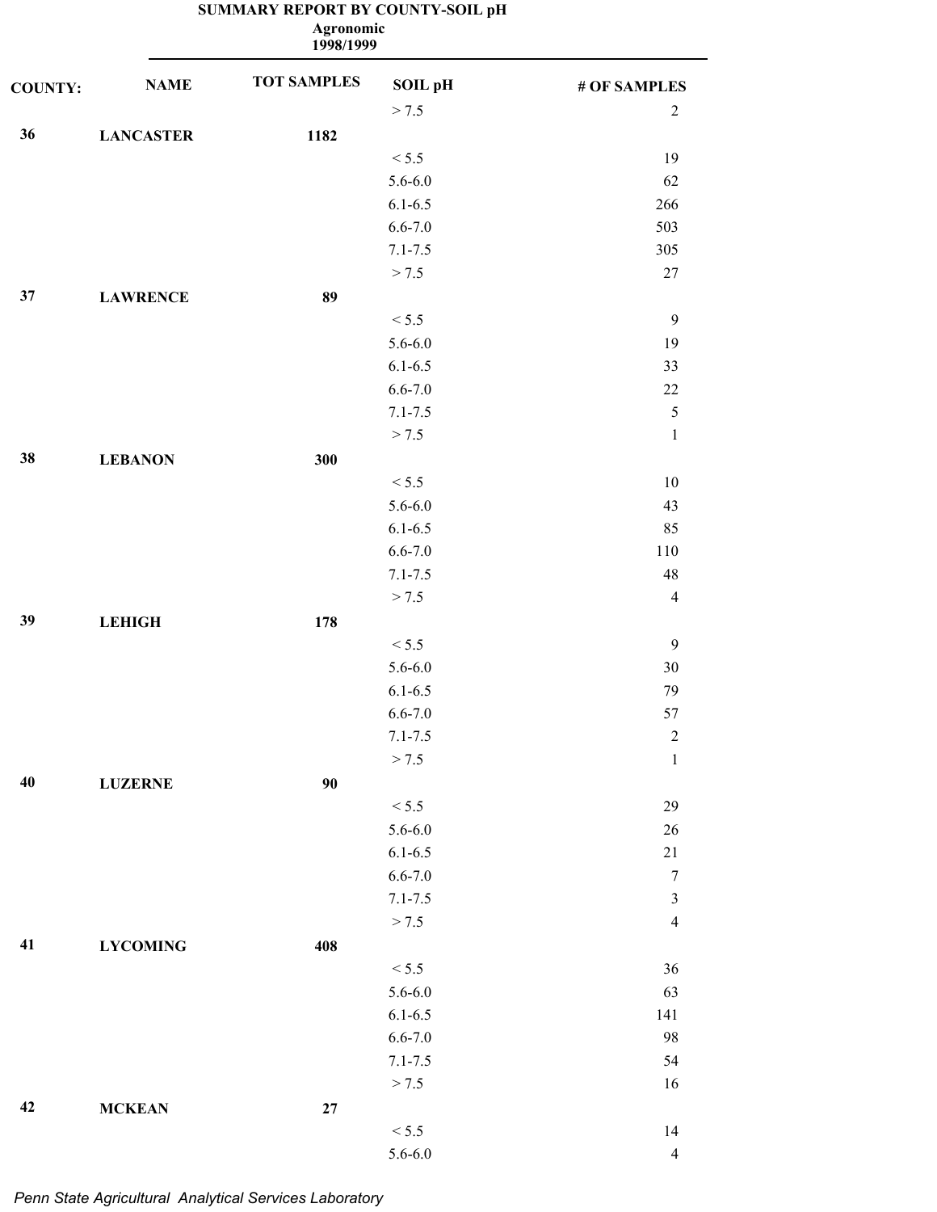**SUMMARY REPORT BY COUNTY-SOIL pH**
**Agronomic**
**1998/1999**

| COUNTY: | NAME | TOT SAMPLES | SOIL pH | # OF SAMPLES |
|---|---|---|---|---|
| | | | > 7.5 | 2 |
| **36** | **LANCASTER** | **1182** | | |
| | | | < 5.5 | 19 |
| | | | 5.6-6.0 | 62 |
| | | | 6.1-6.5 | 266 |
| | | | 6.6-7.0 | 503 |
| | | | 7.1-7.5 | 305 |
| | | | > 7.5 | 27 |
| **37** | **LAWRENCE** | **89** | | |
| | | | < 5.5 | 9 |
| | | | 5.6-6.0 | 19 |
| | | | 6.1-6.5 | 33 |
| | | | 6.6-7.0 | 22 |
| | | | 7.1-7.5 | 5 |
| | | | > 7.5 | 1 |
| **38** | **LEBANON** | **300** | | |
| | | | < 5.5 | 10 |
| | | | 5.6-6.0 | 43 |
| | | | 6.1-6.5 | 85 |
| | | | 6.6-7.0 | 110 |
| | | | 7.1-7.5 | 48 |
| | | | > 7.5 | 4 |
| **39** | **LEHIGH** | **178** | | |
| | | | < 5.5 | 9 |
| | | | 5.6-6.0 | 30 |
| | | | 6.1-6.5 | 79 |
| | | | 6.6-7.0 | 57 |
| | | | 7.1-7.5 | 2 |
| | | | > 7.5 | 1 |
| **40** | **LUZERNE** | **90** | | |
| | | | < 5.5 | 29 |
| | | | 5.6-6.0 | 26 |
| | | | 6.1-6.5 | 21 |
| | | | 6.6-7.0 | 7 |
| | | | 7.1-7.5 | 3 |
| | | | > 7.5 | 4 |
| **41** | **LYCOMING** | **408** | | |
| | | | < 5.5 | 36 |
| | | | 5.6-6.0 | 63 |
| | | | 6.1-6.5 | 141 |
| | | | 6.6-7.0 | 98 |
| | | | 7.1-7.5 | 54 |
| | | | > 7.5 | 16 |
| **42** | **MCKEAN** | **27** | | |
| | | | < 5.5 | 14 |
| | | | 5.6-6.0 | 4 |

*Penn State Agricultural Analytical Services Laboratory*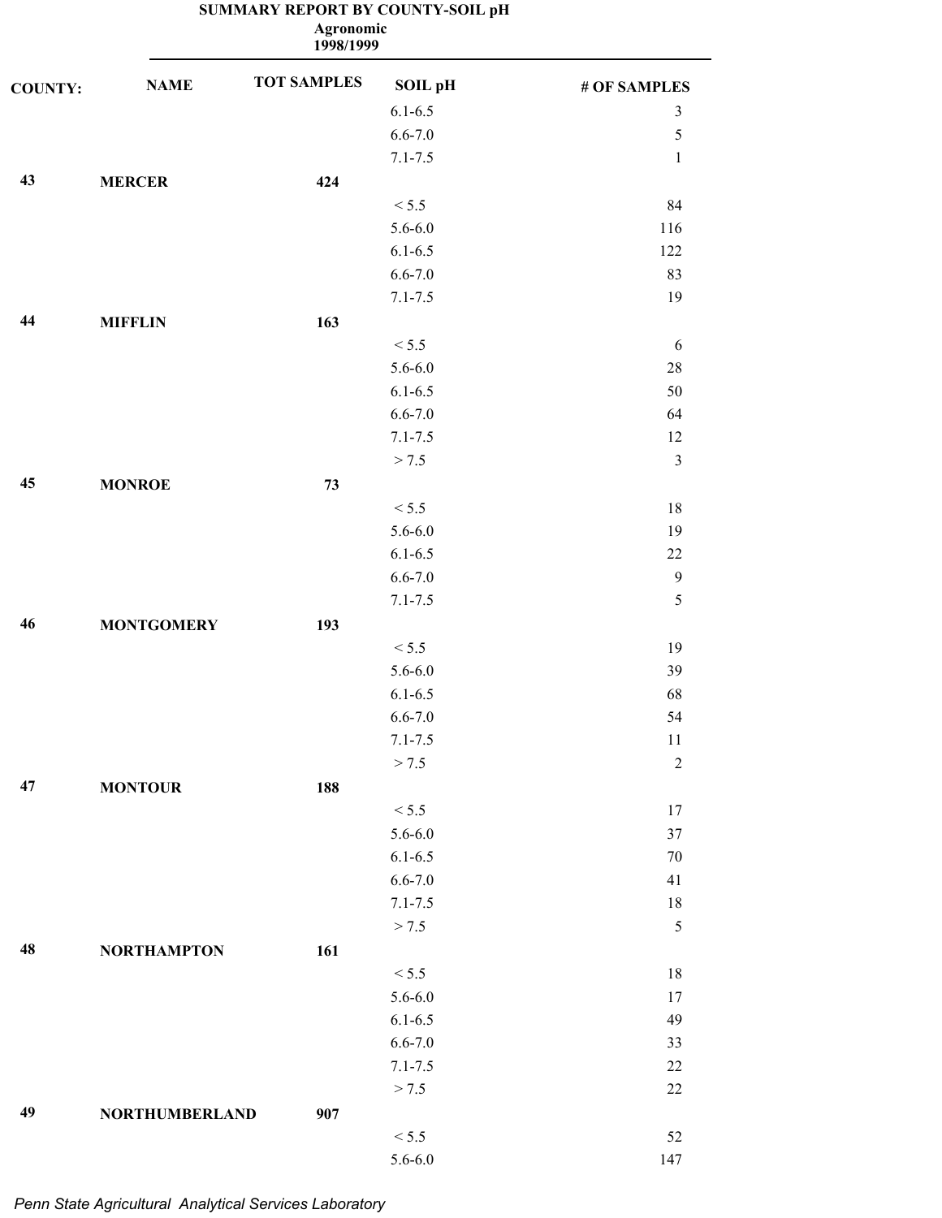**SUMMARY REPORT BY COUNTY-SOIL pH**
**Agronomic**
**1998/1999**

| COUNTY: | NAME | TOT SAMPLES | SOIL pH | # OF SAMPLES |
|---|---|---|---|---|
| | | | 6.1-6.5 | 3 |
| | | | 6.6-7.0 | 5 |
| | | | 7.1-7.5 | 1 |
| 43 | MERCER | 424 | | |
| | | | < 5.5 | 84 |
| | | | 5.6-6.0 | 116 |
| | | | 6.1-6.5 | 122 |
| | | | 6.6-7.0 | 83 |
| | | | 7.1-7.5 | 19 |
| 44 | MIFFLIN | 163 | | |
| | | | < 5.5 | 6 |
| | | | 5.6-6.0 | 28 |
| | | | 6.1-6.5 | 50 |
| | | | 6.6-7.0 | 64 |
| | | | 7.1-7.5 | 12 |
| | | | > 7.5 | 3 |
| 45 | MONROE | 73 | | |
| | | | < 5.5 | 18 |
| | | | 5.6-6.0 | 19 |
| | | | 6.1-6.5 | 22 |
| | | | 6.6-7.0 | 9 |
| | | | 7.1-7.5 | 5 |
| 46 | MONTGOMERY | 193 | | |
| | | | < 5.5 | 19 |
| | | | 5.6-6.0 | 39 |
| | | | 6.1-6.5 | 68 |
| | | | 6.6-7.0 | 54 |
| | | | 7.1-7.5 | 11 |
| | | | > 7.5 | 2 |
| 47 | MONTOUR | 188 | | |
| | | | < 5.5 | 17 |
| | | | 5.6-6.0 | 37 |
| | | | 6.1-6.5 | 70 |
| | | | 6.6-7.0 | 41 |
| | | | 7.1-7.5 | 18 |
| | | | > 7.5 | 5 |
| 48 | NORTHAMPTON | 161 | | |
| | | | < 5.5 | 18 |
| | | | 5.6-6.0 | 17 |
| | | | 6.1-6.5 | 49 |
| | | | 6.6-7.0 | 33 |
| | | | 7.1-7.5 | 22 |
| | | | > 7.5 | 22 |
| 49 | NORTHUMBERLAND | 907 | | |
| | | | < 5.5 | 52 |
| | | | 5.6-6.0 | 147 |

*Penn State Agricultural Analytical Services Laboratory*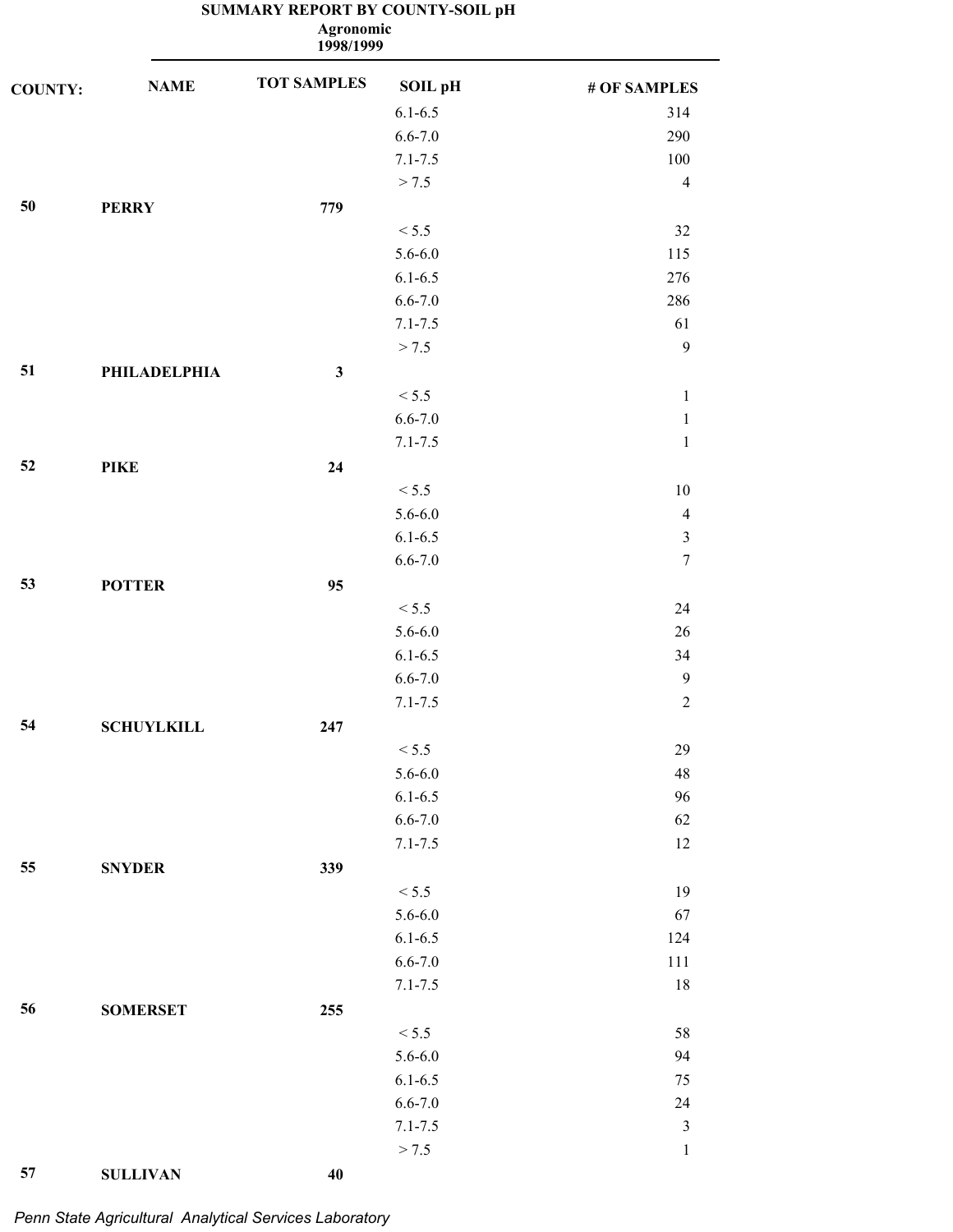**SUMMARY REPORT BY COUNTY-SOIL pH**

**Agronomic**

**1998/1999**

| COUNTY: | NAME | TOT SAMPLES | SOIL pH | # OF SAMPLES |
|---|---|---|---|---|
| | | | 6.1-6.5 | 314 |
| | | | 6.6-7.0 | 290 |
| | | | 7.1-7.5 | 100 |
| | | | > 7.5 | 4 |
| **50** | **PERRY** | **779** | | |
| | | | < 5.5 | 32 |
| | | | 5.6-6.0 | 115 |
| | | | 6.1-6.5 | 276 |
| | | | 6.6-7.0 | 286 |
| | | | 7.1-7.5 | 61 |
| | | | > 7.5 | 9 |
| **51** | **PHILADELPHIA** | **3** | | |
| | | | < 5.5 | 1 |
| | | | 6.6-7.0 | 1 |
| | | | 7.1-7.5 | 1 |
| **52** | **PIKE** | **24** | | |
| | | | < 5.5 | 10 |
| | | | 5.6-6.0 | 4 |
| | | | 6.1-6.5 | 3 |
| | | | 6.6-7.0 | 7 |
| **53** | **POTTER** | **95** | | |
| | | | < 5.5 | 24 |
| | | | 5.6-6.0 | 26 |
| | | | 6.1-6.5 | 34 |
| | | | 6.6-7.0 | 9 |
| | | | 7.1-7.5 | 2 |
| **54** | **SCHUYLKILL** | **247** | | |
| | | | < 5.5 | 29 |
| | | | 5.6-6.0 | 48 |
| | | | 6.1-6.5 | 96 |
| | | | 6.6-7.0 | 62 |
| | | | 7.1-7.5 | 12 |
| **55** | **SNYDER** | **339** | | |
| | | | < 5.5 | 19 |
| | | | 5.6-6.0 | 67 |
| | | | 6.1-6.5 | 124 |
| | | | 6.6-7.0 | 111 |
| | | | 7.1-7.5 | 18 |
| **56** | **SOMERSET** | **255** | | |
| | | | < 5.5 | 58 |
| | | | 5.6-6.0 | 94 |
| | | | 6.1-6.5 | 75 |
| | | | 6.6-7.0 | 24 |
| | | | 7.1-7.5 | 3 |
| | | | > 7.5 | 1 |
| **57** | **SULLIVAN** | **40** | | |

*Penn State Agricultural Analytical Services Laboratory*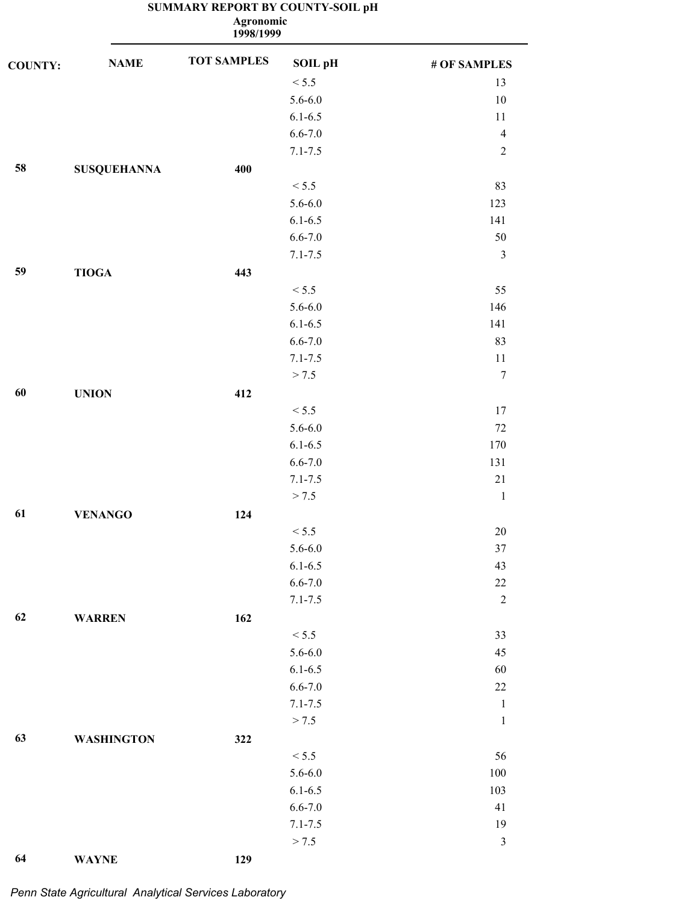**SUMMARY REPORT BY COUNTY-SOIL pH**
**Agronomic**
**1998/1999**

| COUNTY: | NAME | TOT SAMPLES | SOIL pH | # OF SAMPLES |
|---|---|---|---|---|
| | | | < 5.5 | 13 |
| | | | 5.6-6.0 | 10 |
| | | | 6.1-6.5 | 11 |
| | | | 6.6-7.0 | 4 |
| | | | 7.1-7.5 | 2 |
| **58** | **SUSQUEHANNA** | **400** | | |
| | | | < 5.5 | 83 |
| | | | 5.6-6.0 | 123 |
| | | | 6.1-6.5 | 141 |
| | | | 6.6-7.0 | 50 |
| | | | 7.1-7.5 | 3 |
| **59** | **TIOGA** | **443** | | |
| | | | < 5.5 | 55 |
| | | | 5.6-6.0 | 146 |
| | | | 6.1-6.5 | 141 |
| | | | 6.6-7.0 | 83 |
| | | | 7.1-7.5 | 11 |
| | | | > 7.5 | 7 |
| **60** | **UNION** | **412** | | |
| | | | < 5.5 | 17 |
| | | | 5.6-6.0 | 72 |
| | | | 6.1-6.5 | 170 |
| | | | 6.6-7.0 | 131 |
| | | | 7.1-7.5 | 21 |
| | | | > 7.5 | 1 |
| **61** | **VENANGO** | **124** | | |
| | | | < 5.5 | 20 |
| | | | 5.6-6.0 | 37 |
| | | | 6.1-6.5 | 43 |
| | | | 6.6-7.0 | 22 |
| | | | 7.1-7.5 | 2 |
| **62** | **WARREN** | **162** | | |
| | | | < 5.5 | 33 |
| | | | 5.6-6.0 | 45 |
| | | | 6.1-6.5 | 60 |
| | | | 6.6-7.0 | 22 |
| | | | 7.1-7.5 | 1 |
| | | | > 7.5 | 1 |
| **63** | **WASHINGTON** | **322** | | |
| | | | < 5.5 | 56 |
| | | | 5.6-6.0 | 100 |
| | | | 6.1-6.5 | 103 |
| | | | 6.6-7.0 | 41 |
| | | | 7.1-7.5 | 19 |
| | | | > 7.5 | 3 |
| **64** | **WAYNE** | **129** | | |

*Penn State Agricultural Analytical Services Laboratory*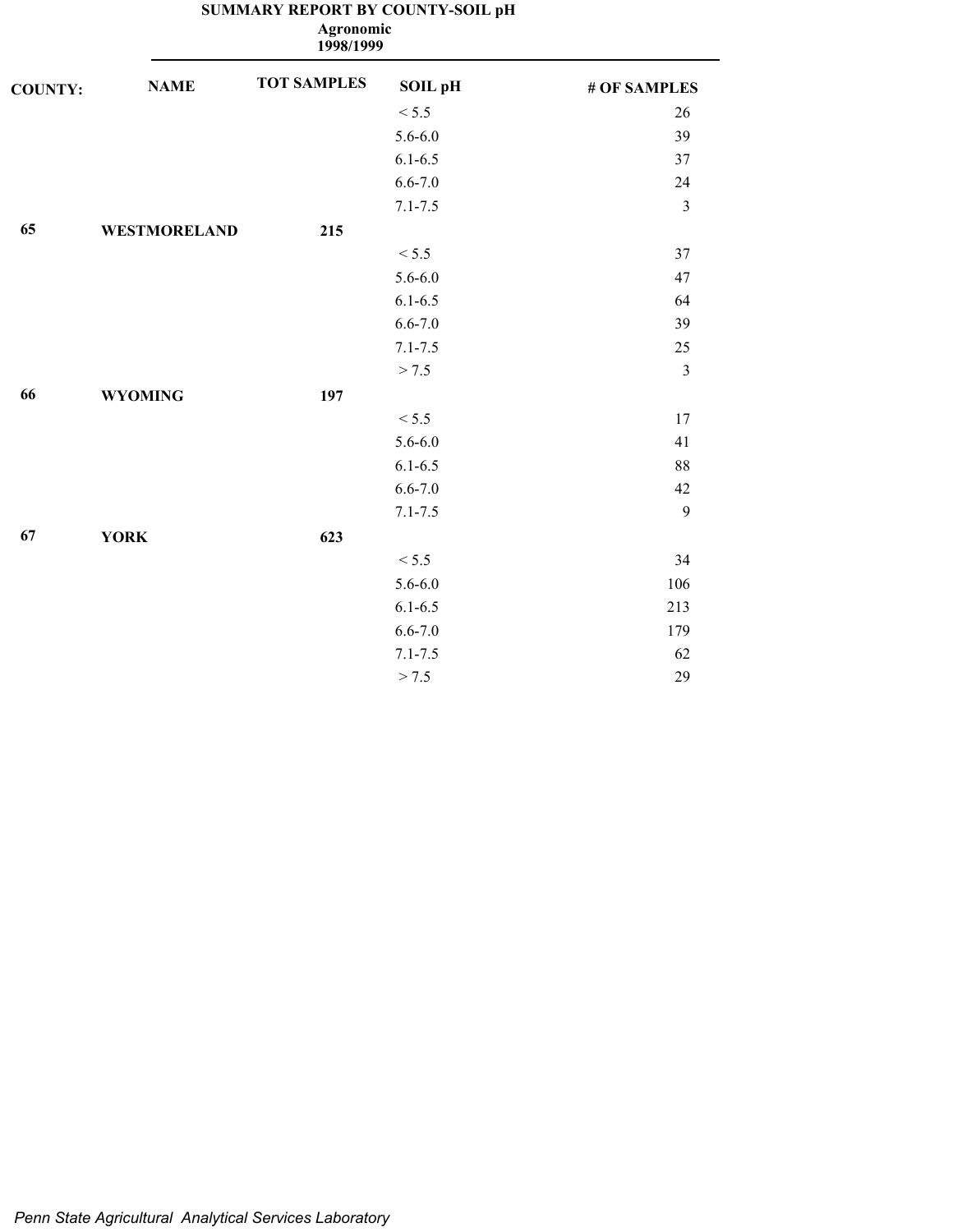# SUMMARY REPORT BY COUNTY-SOIL pH

**Agronomic**
**1998/1999**

| COUNTY: | NAME | TOT SAMPLES | SOIL pH | # OF SAMPLES |
|---|---|---|---|---|
| | | | < 5.5 | 26 |
| | | | 5.6-6.0 | 39 |
| | | | 6.1-6.5 | 37 |
| | | | 6.6-7.0 | 24 |
| | | | 7.1-7.5 | 3 |
| **65** | **WESTMORELAND** | **215** | | |
| | | | < 5.5 | 37 |
| | | | 5.6-6.0 | 47 |
| | | | 6.1-6.5 | 64 |
| | | | 6.6-7.0 | 39 |
| | | | 7.1-7.5 | 25 |
| | | | > 7.5 | 3 |
| **66** | **WYOMING** | **197** | | |
| | | | < 5.5 | 17 |
| | | | 5.6-6.0 | 41 |
| | | | 6.1-6.5 | 88 |
| | | | 6.6-7.0 | 42 |
| | | | 7.1-7.5 | 9 |
| **67** | **YORK** | **623** | | |
| | | | < 5.5 | 34 |
| | | | 5.6-6.0 | 106 |
| | | | 6.1-6.5 | 213 |
| | | | 6.6-7.0 | 179 |
| | | | 7.1-7.5 | 62 |
| | | | > 7.5 | 29 |

*Penn State Agricultural Analytical Services Laboratory*